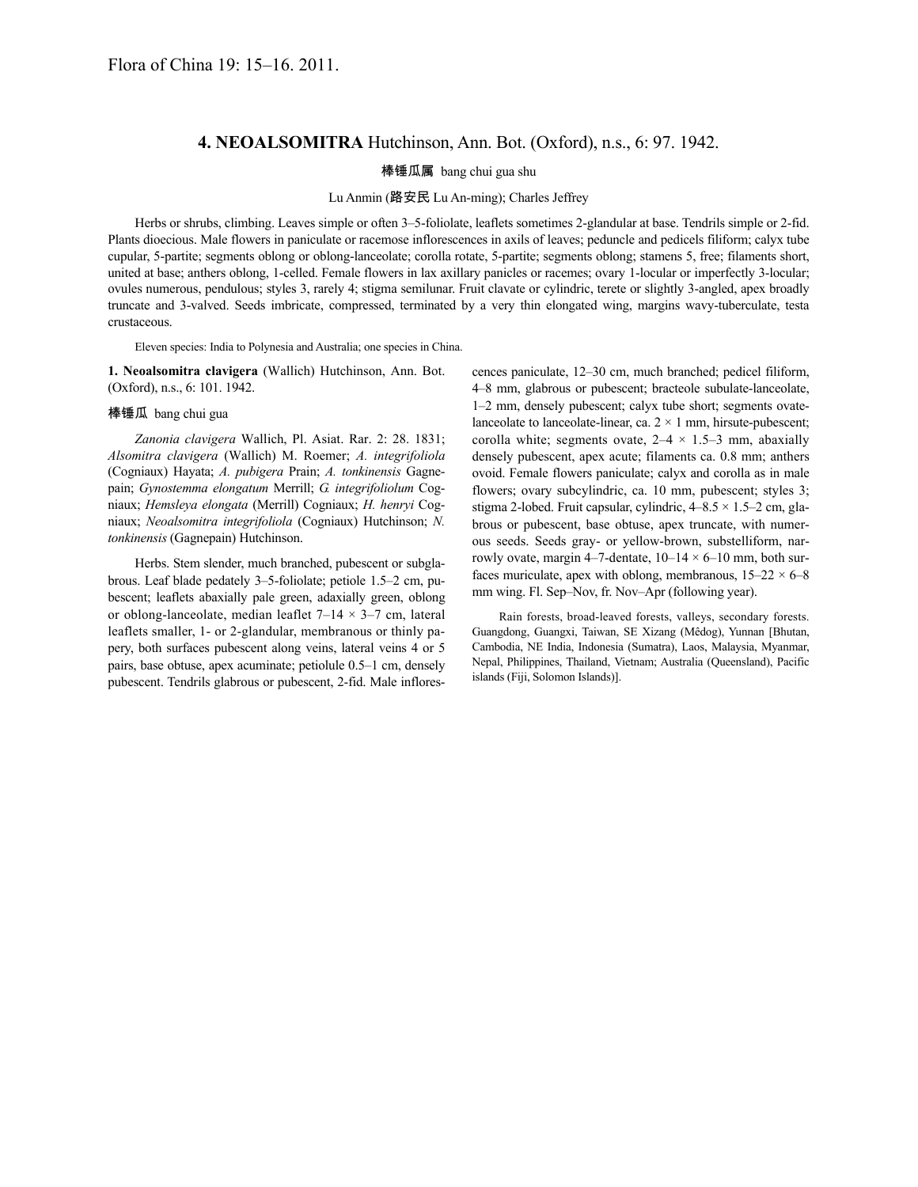Flora of China 19: 15–16. 2011.

# 4. NEOALSOMITRA Hutchinson, Ann. Bot. (Oxford), n.s., 6: 97. 1942.

棒锤瓜属 bang chui gua shu

Lu Anmin (路安民 Lu An-ming); Charles Jeffrey

Herbs or shrubs, climbing. Leaves simple or often 3–5-foliolate, leaflets sometimes 2-glandular at base. Tendrils simple or 2-fid. Plants dioecious. Male flowers in paniculate or racemose inflorescences in axils of leaves; peduncle and pedicels filiform; calyx tube cupular, 5-partite; segments oblong or oblong-lanceolate; corolla rotate, 5-partite; segments oblong; stamens 5, free; filaments short, united at base; anthers oblong, 1-celled. Female flowers in lax axillary panicles or racemes; ovary 1-locular or imperfectly 3-locular; ovules numerous, pendulous; styles 3, rarely 4; stigma semilunar. Fruit clavate or cylindric, terete or slightly 3-angled, apex broadly truncate and 3-valved. Seeds imbricate, compressed, terminated by a very thin elongated wing, margins wavy-tuberculate, testa crustaceous.

Eleven species: India to Polynesia and Australia; one species in China.

**1. Neoalsomitra clavigera** (Wallich) Hutchinson, Ann. Bot. (Oxford), n.s., 6: 101. 1942.

棒锤瓜 bang chui gua

*Zanonia clavigera* Wallich, Pl. Asiat. Rar. 2: 28. 1831; *Alsomitra clavigera* (Wallich) M. Roemer; *A. integrifoliola* (Cogniaux) Hayata; *A. pubigera* Prain; *A. tonkinensis* Gagnepain; *Gynostemma elongatum* Merrill; *G. integrifoliolum* Cogniaux; *Hemsleya elongata* (Merrill) Cogniaux; *H. henryi* Cogniaux; *Neoalsomitra integrifoliola* (Cogniaux) Hutchinson; *N. tonkinensis* (Gagnepain) Hutchinson.

Herbs. Stem slender, much branched, pubescent or subglabrous. Leaf blade pedately 3–5-foliolate; petiole 1.5–2 cm, pubescent; leaflets abaxially pale green, adaxially green, oblong or oblong-lanceolate, median leaflet 7–14 × 3–7 cm, lateral leaflets smaller, 1- or 2-glandular, membranous or thinly papery, both surfaces pubescent along veins, lateral veins 4 or 5 pairs, base obtuse, apex acuminate; petiolule 0.5–1 cm, densely pubescent. Tendrils glabrous or pubescent, 2-fid. Male inflorescences paniculate, 12–30 cm, much branched; pedicel filiform, 4–8 mm, glabrous or pubescent; bracteole subulate-lanceolate, 1–2 mm, densely pubescent; calyx tube short; segments ovate-lanceolate to lanceolate-linear, ca. 2 × 1 mm, hirsute-pubescent; corolla white; segments ovate, 2–4 × 1.5–3 mm, abaxially densely pubescent, apex acute; filaments ca. 0.8 mm; anthers ovoid. Female flowers paniculate; calyx and corolla as in male flowers; ovary subcylindric, ca. 10 mm, pubescent; styles 3; stigma 2-lobed. Fruit capsular, cylindric, 4–8.5 × 1.5–2 cm, glabrous or pubescent, base obtuse, apex truncate, with numerous seeds. Seeds gray- or yellow-brown, substelliform, narrowly ovate, margin 4–7-dentate, 10–14 × 6–10 mm, both surfaces muriculate, apex with oblong, membranous, 15–22 × 6–8 mm wing. Fl. Sep–Nov, fr. Nov–Apr (following year).

Rain forests, broad-leaved forests, valleys, secondary forests. Guangdong, Guangxi, Taiwan, SE Xizang (Mêdog), Yunnan [Bhutan, Cambodia, NE India, Indonesia (Sumatra), Laos, Malaysia, Myanmar, Nepal, Philippines, Thailand, Vietnam; Australia (Queensland), Pacific islands (Fiji, Solomon Islands)].